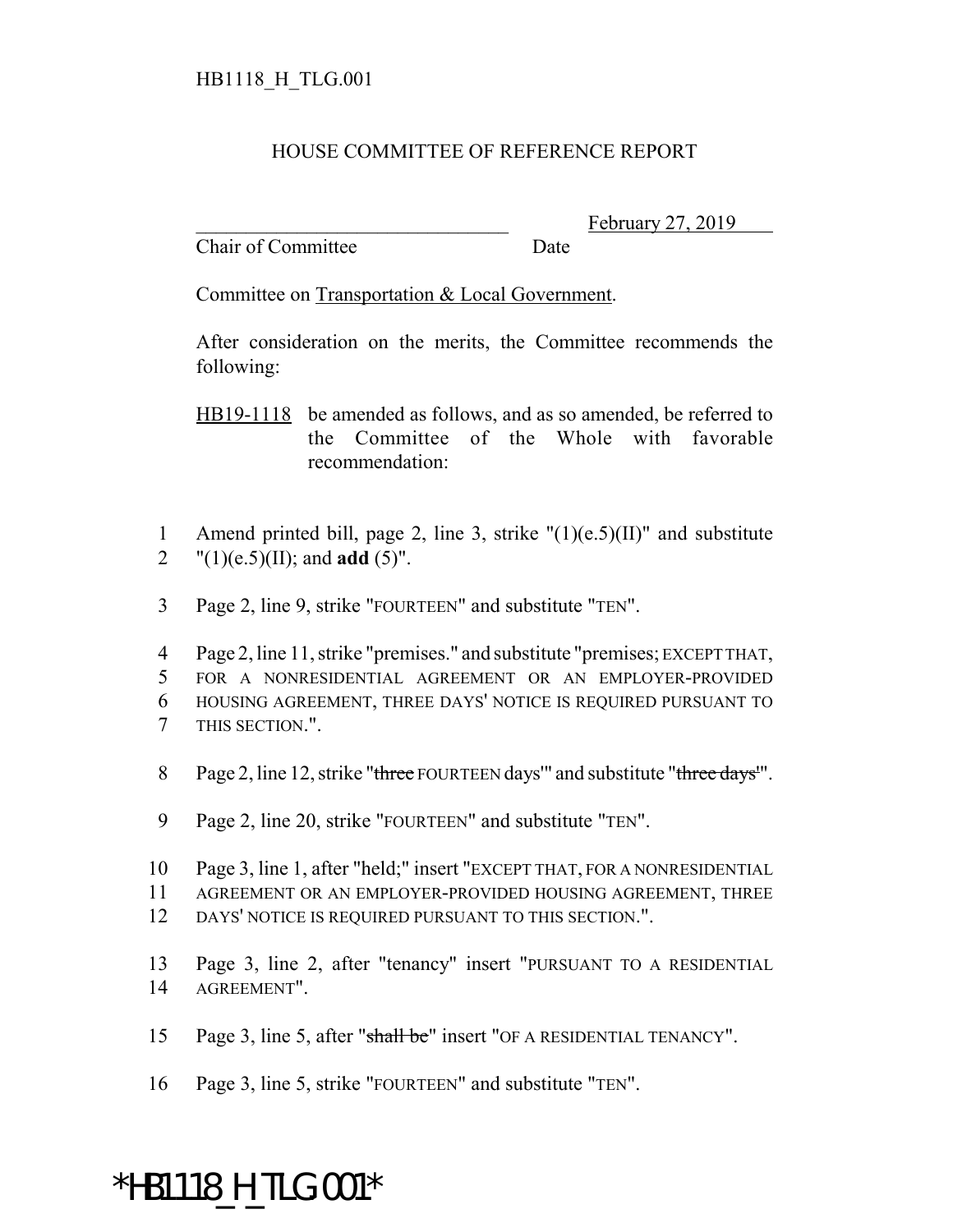HB1118_H_TLG.001

# HOUSE COMMITTEE OF REFERENCE REPORT

_______________________________ February 27, 2019
Chair of Committee Date

Committee on Transportation & Local Government.

After consideration on the merits, the Committee recommends the following:

HB19-1118 be amended as follows, and as so amended, be referred to the Committee of the Whole with favorable recommendation:

1 Amend printed bill, page 2, line 3, strike "(1)(e.5)(II)" and substitute
2 "(1)(e.5)(II); and **add** (5)".

3 Page 2, line 9, strike "FOURTEEN" and substitute "TEN".

4 Page 2, line 11, strike "premises." and substitute "premises; EXCEPT THAT,
5 FOR A NONRESIDENTIAL AGREEMENT OR AN EMPLOYER-PROVIDED
6 HOUSING AGREEMENT, THREE DAYS' NOTICE IS REQUIRED PURSUANT TO
7 THIS SECTION.".

8 Page 2, line 12, strike "~~three~~ FOURTEEN days'" and substitute "~~three days~~'".

9 Page 2, line 20, strike "FOURTEEN" and substitute "TEN".

10 Page 3, line 1, after "held;" insert "EXCEPT THAT, FOR A NONRESIDENTIAL
11 AGREEMENT OR AN EMPLOYER-PROVIDED HOUSING AGREEMENT, THREE
12 DAYS' NOTICE IS REQUIRED PURSUANT TO THIS SECTION.".

13 Page 3, line 2, after "tenancy" insert "PURSUANT TO A RESIDENTIAL
14 AGREEMENT".

15 Page 3, line 5, after "~~shall be~~" insert "OF A RESIDENTIAL TENANCY".

16 Page 3, line 5, strike "FOURTEEN" and substitute "TEN".

*HB1118_H_TLG.001*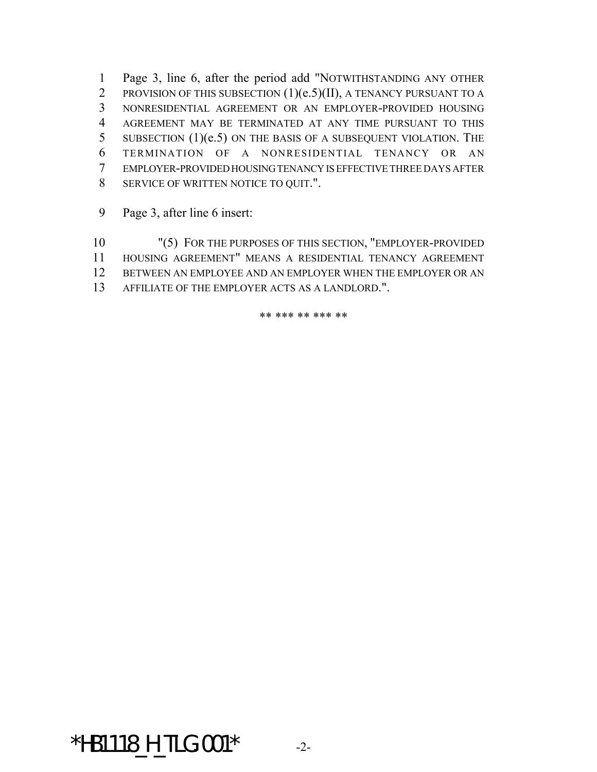1 Page 3, line 6, after the period add "NOTWITHSTANDING ANY OTHER
2 PROVISION OF THIS SUBSECTION (1)(e.5)(II), A TENANCY PURSUANT TO A
3 NONRESIDENTIAL AGREEMENT OR AN EMPLOYER-PROVIDED HOUSING
4 AGREEMENT MAY BE TERMINATED AT ANY TIME PURSUANT TO THIS
5 SUBSECTION (1)(e.5) ON THE BASIS OF A SUBSEQUENT VIOLATION. THE
6 TERMINATION OF A NONRESIDENTIAL TENANCY OR AN
7 EMPLOYER-PROVIDED HOUSING TENANCY IS EFFECTIVE THREE DAYS AFTER
8 SERVICE OF WRITTEN NOTICE TO QUIT.".

9 Page 3, after line 6 insert:

10 "(5) FOR THE PURPOSES OF THIS SECTION, "EMPLOYER-PROVIDED
11 HOUSING AGREEMENT" MEANS A RESIDENTIAL TENANCY AGREEMENT
12 BETWEEN AN EMPLOYEE AND AN EMPLOYER WHEN THE EMPLOYER OR AN
13 AFFILIATE OF THE EMPLOYER ACTS AS A LANDLORD.".

** *** ** *** **

*HB1118_H_TLG.001*